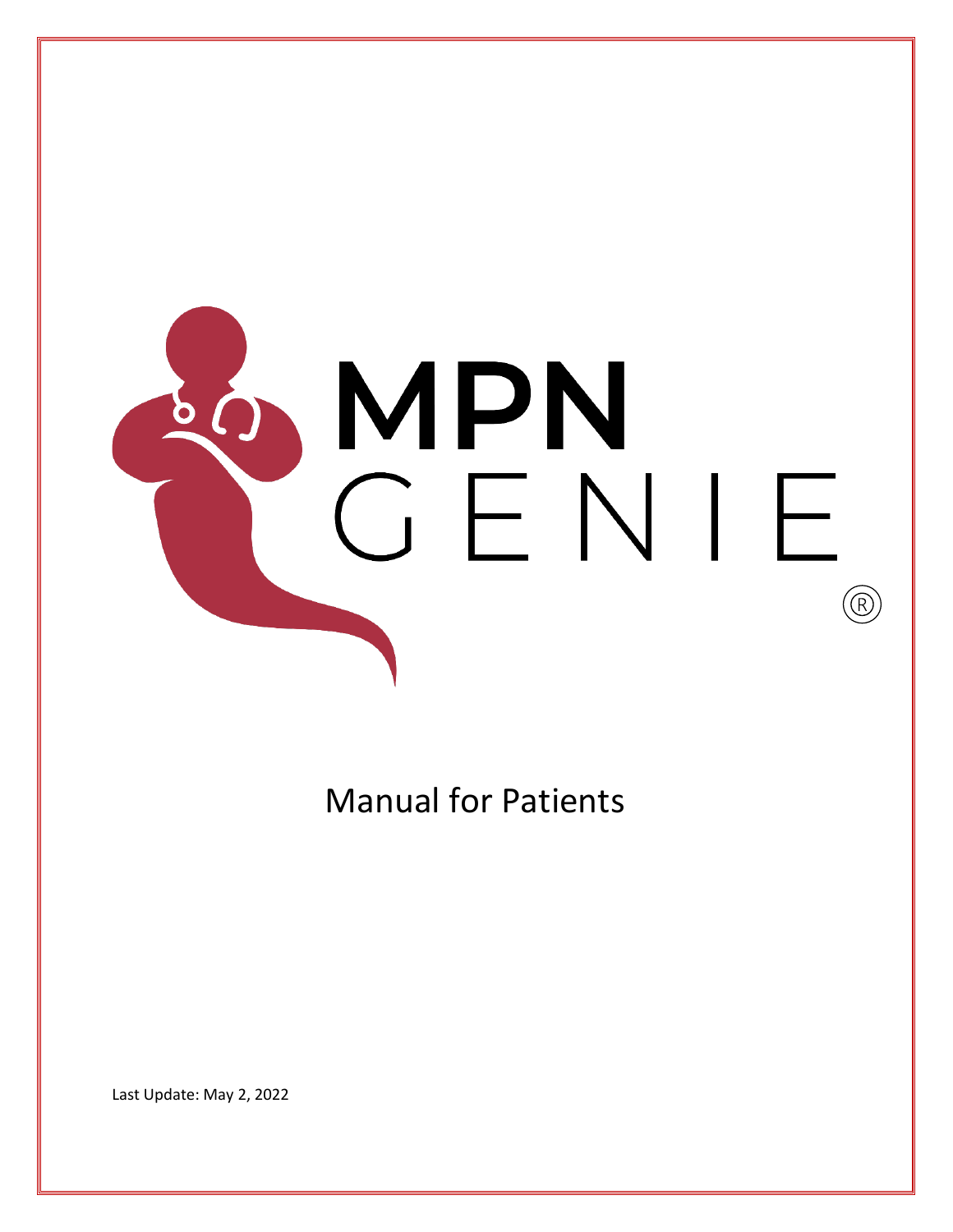# MPN GENIE®

## Manual for Patients

Last Update: May 2, 2022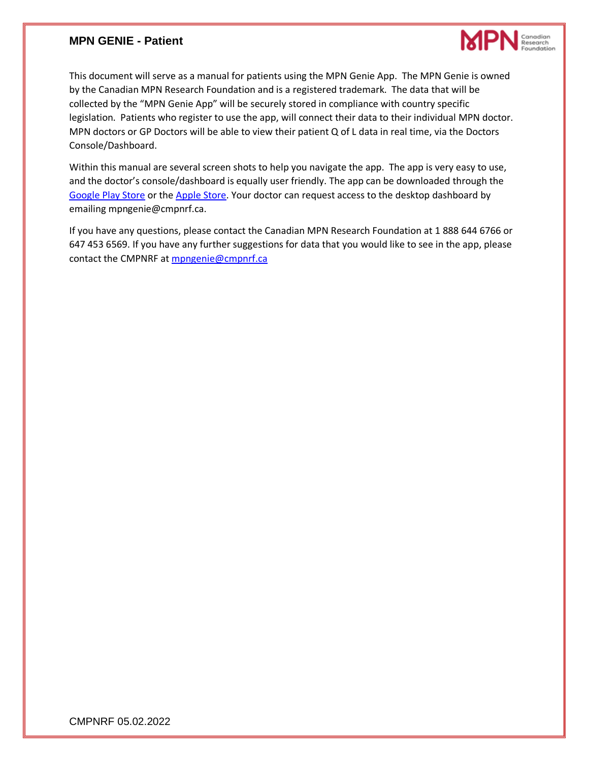## MPN GENIE - Patient

This document will serve as a manual for patients using the MPN Genie App. The MPN Genie is owned by the Canadian MPN Research Foundation and is a registered trademark. The data that will be collected by the "MPN Genie App" will be securely stored in compliance with country specific legislation. Patients who register to use the app, will connect their data to their individual MPN doctor. MPN doctors or GP Doctors will be able to view their patient Q of L data in real time, via the Doctors Console/Dashboard.

Within this manual are several screen shots to help you navigate the app. The app is very easy to use, and the doctor's console/dashboard is equally user friendly. The app can be downloaded through the [Google Play Store] or the [Apple Store]. Your doctor can request access to the desktop dashboard by emailing mpngenie@cmpnrf.ca.

If you have any questions, please contact the Canadian MPN Research Foundation at 1 888 644 6766 or 647 453 6569. If you have any further suggestions for data that you would like to see in the app, please contact the CMPNRF at mpngenie@cmpnrf.ca

CMPNRF 05.02.2022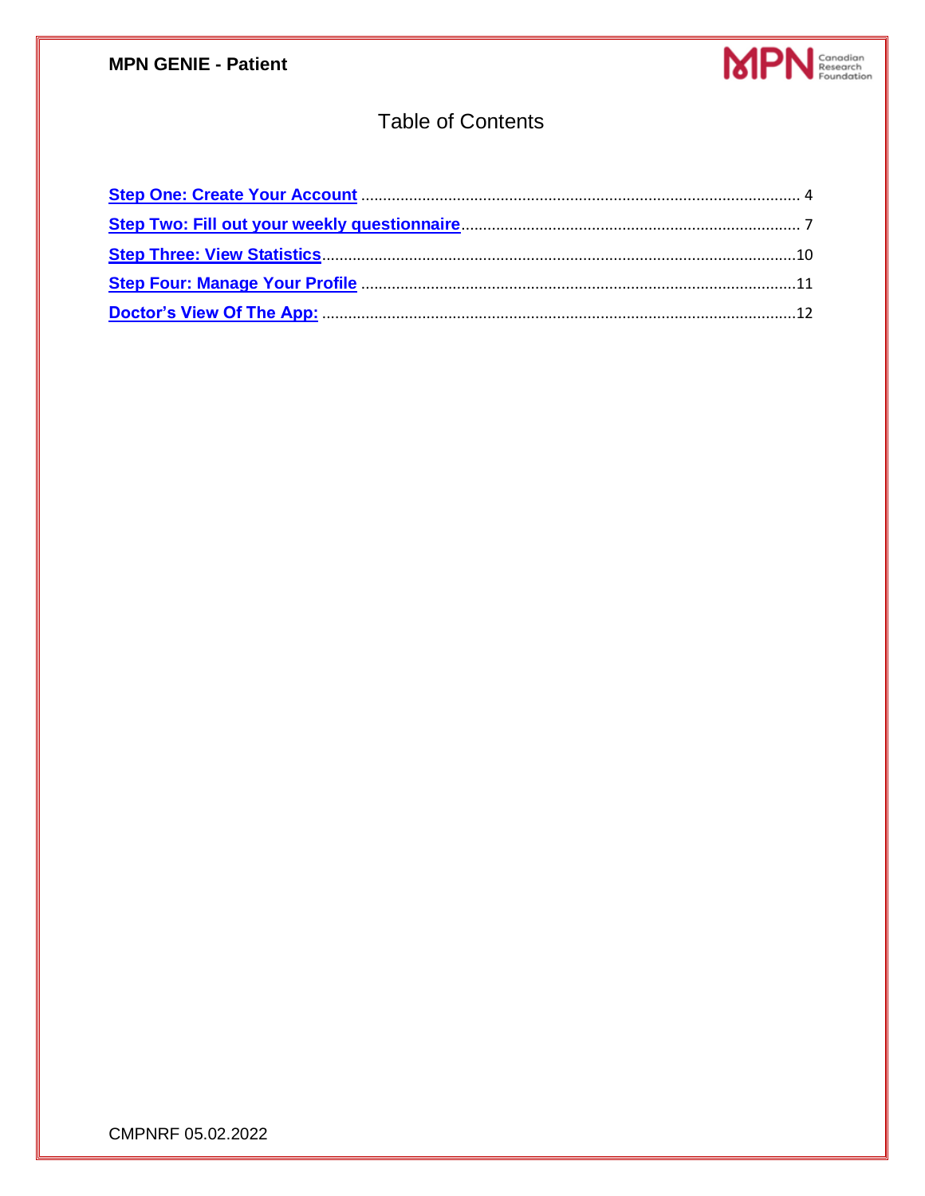## Table of Contents

[Step One: Create Your Account](#) .................................................................................................... 4

[Step Two: Fill out your weekly questionnaire](#)............................................................................. 7

[Step Three: View Statistics](#)...........................................................................................................10

[Step Four: Manage Your Profile](#) ...................................................................................................11

[Doctor's View Of The App:](#) ............................................................................................................12

CMPNRF 05.02.2022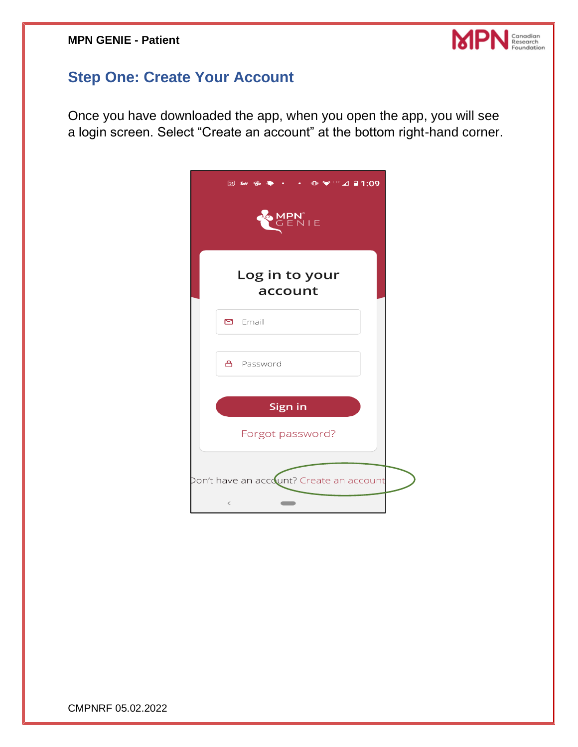## Step One: Create Your Account

Once you have downloaded the app, when you open the app, you will see a login screen. Select "Create an account" at the bottom right-hand corner.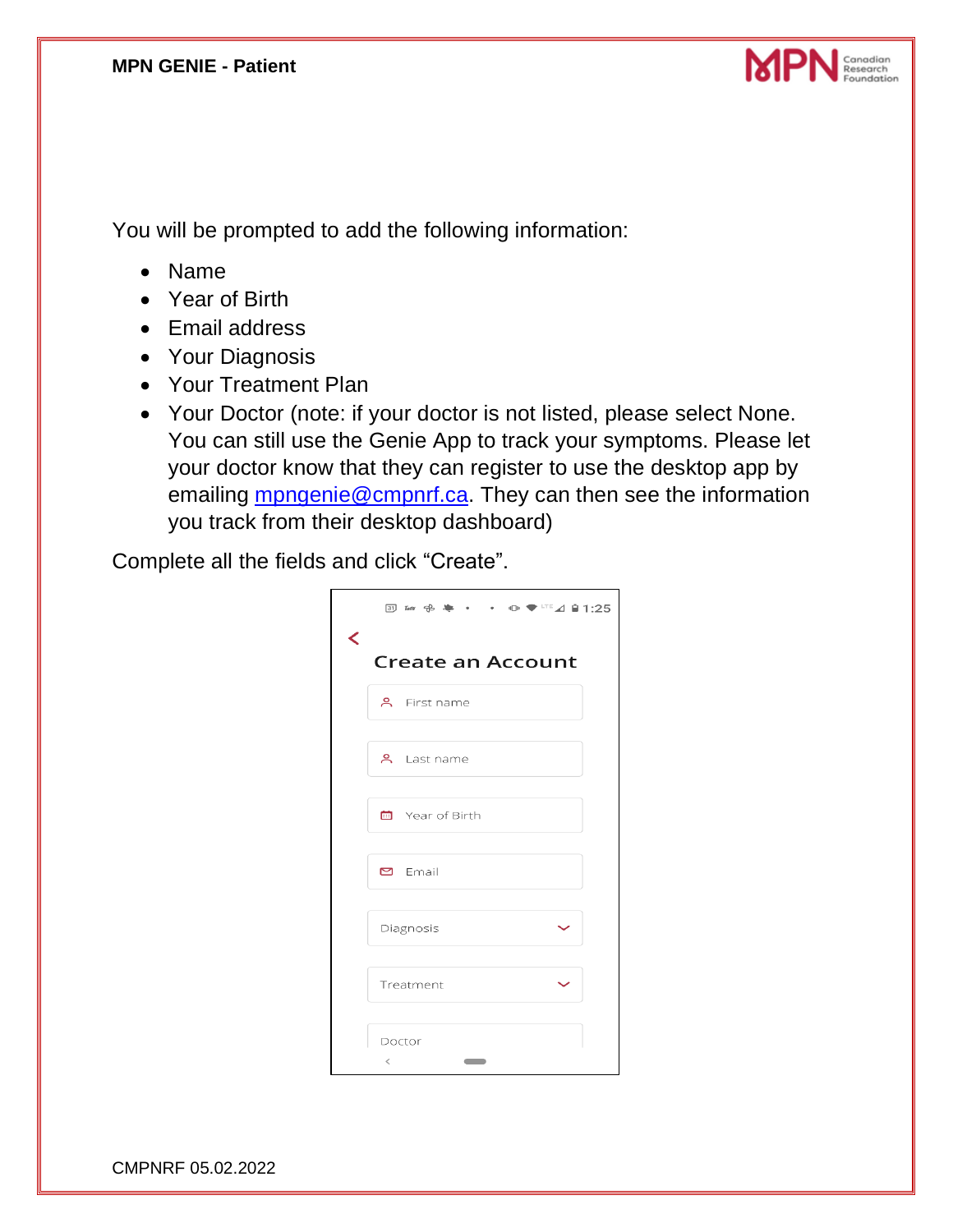You will be prompted to add the following information:

- Name
- Year of Birth
- Email address
- Your Diagnosis
- Your Treatment Plan
- Your Doctor (note: if your doctor is not listed, please select None. You can still use the Genie App to track your symptoms. Please let your doctor know that they can register to use the desktop app by emailing mpngenie@cmpnrf.ca. They can then see the information you track from their desktop dashboard)

Complete all the fields and click "Create".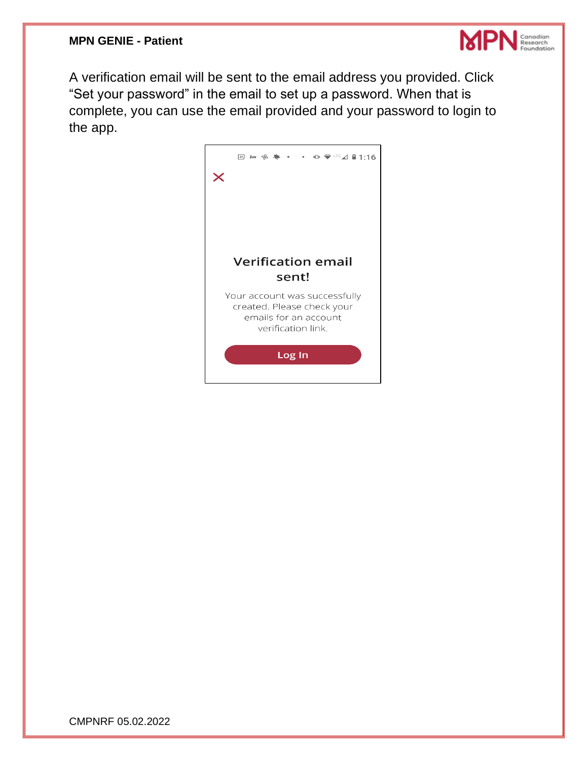A verification email will be sent to the email address you provided. Click "Set your password" in the email to set up a password. When that is complete, you can use the email provided and your password to login to the app.

**Verification email sent!**

Your account was successfully created. Please check your emails for an account verification link.

Log In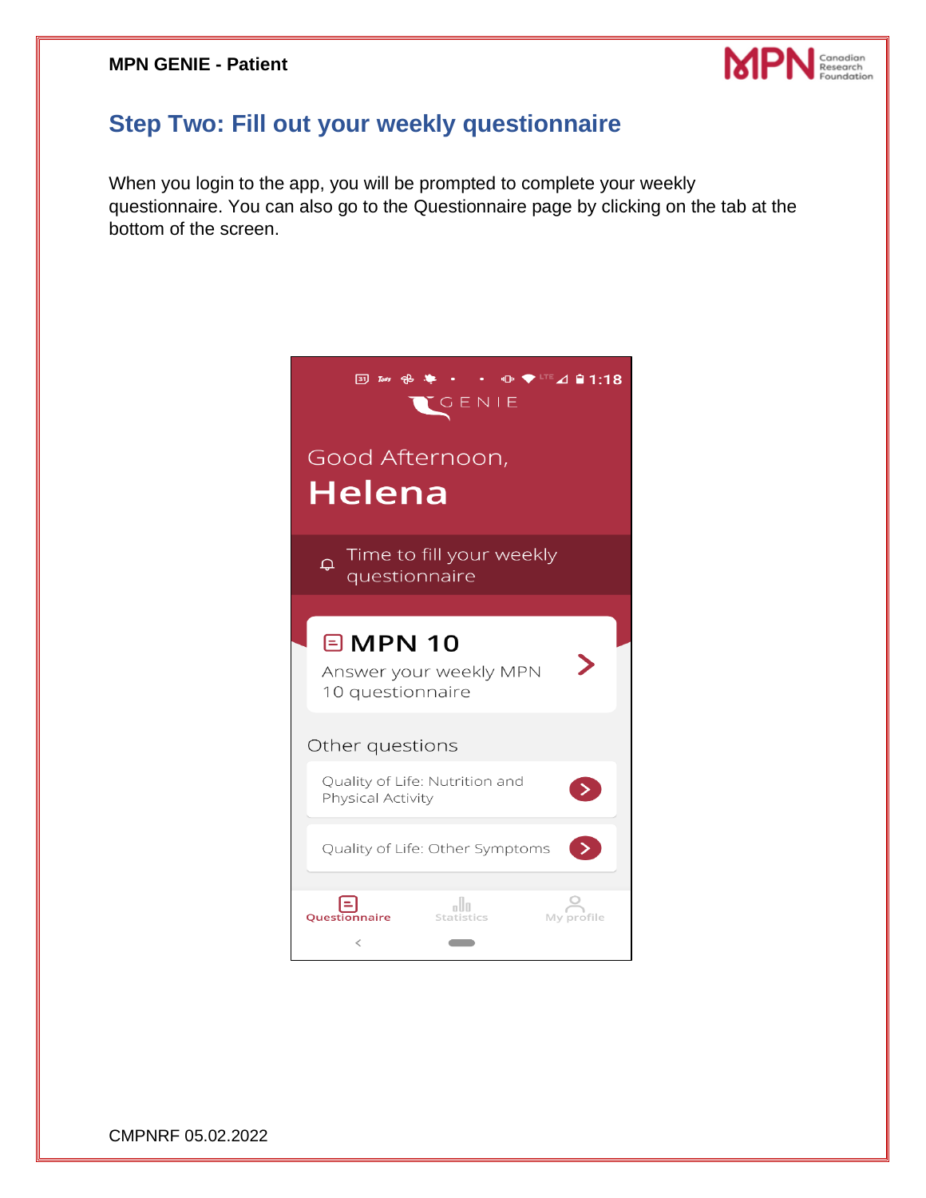## Step Two: Fill out your weekly questionnaire

When you login to the app, you will be prompted to complete your weekly questionnaire. You can also go to the Questionnaire page by clicking on the tab at the bottom of the screen.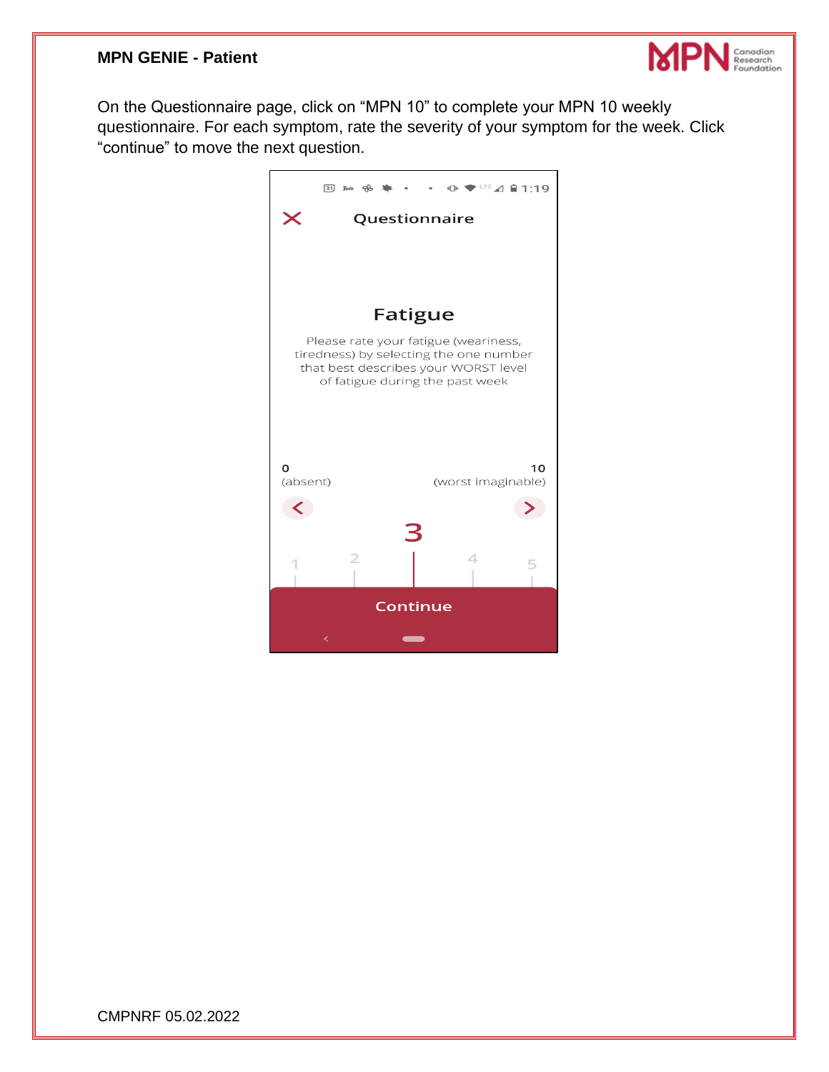On the Questionnaire page, click on "MPN 10" to complete your MPN 10 weekly questionnaire. For each symptom, rate the severity of your symptom for the week. Click "continue" to move the next question.

Questionnaire

**Fatigue**

Please rate your fatigue (weariness, tiredness) by selecting the one number that best describes your WORST level of fatigue during the past week

0 (absent) — 10 (worst imaginable)

3

1 2 4 5

Continue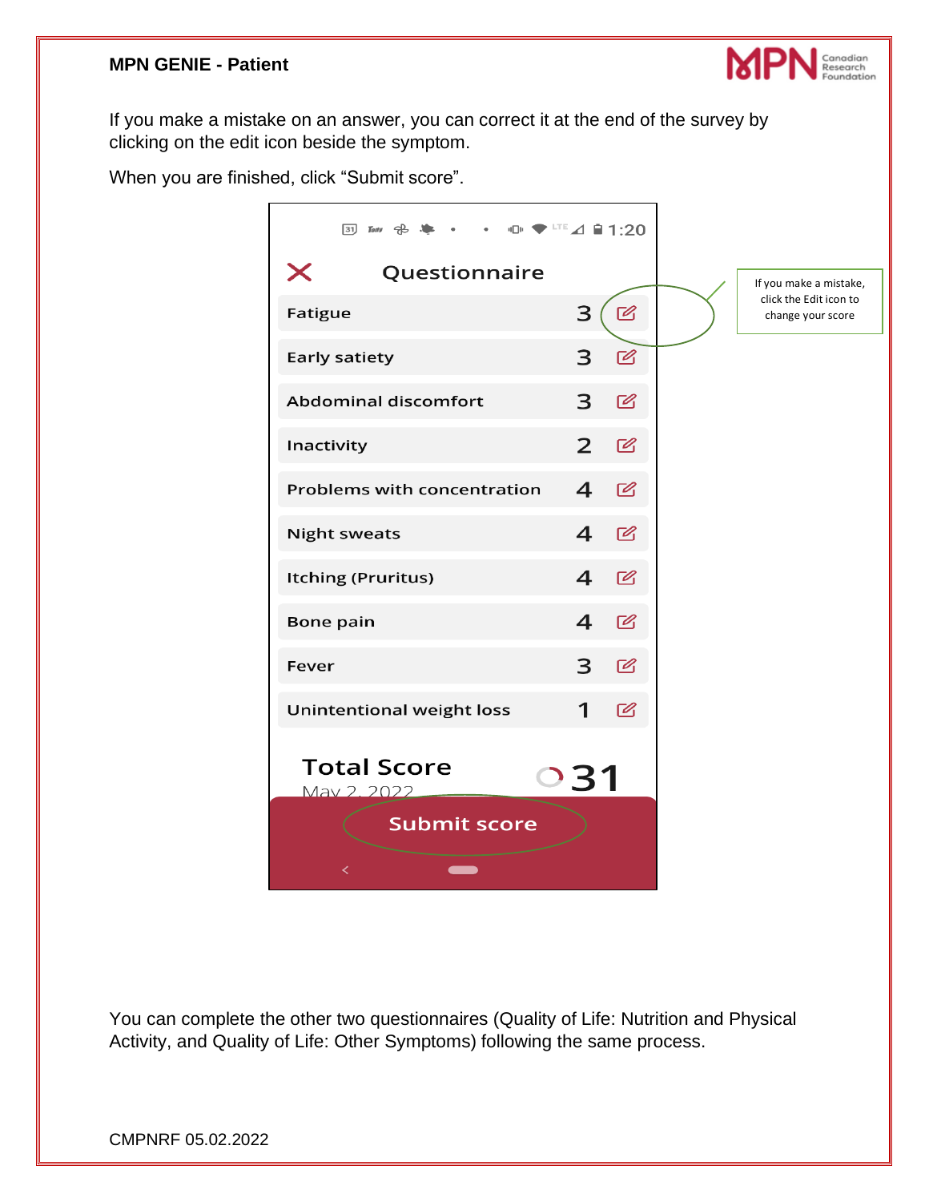If you make a mistake on an answer, you can correct it at the end of the survey by clicking on the edit icon beside the symptom.

When you are finished, click "Submit score".

Questionnaire

| Symptom | Score |
|---|---|
| Fatigue | 3 |
| Early satiety | 3 |
| Abdominal discomfort | 3 |
| Inactivity | 2 |
| Problems with concentration | 4 |
| Night sweats | 4 |
| Itching (Pruritus) | 4 |
| Bone pain | 4 |
| Fever | 3 |
| Unintentional weight loss | 1 |

Total Score 31

May 2, 2022

Submit score

If you make a mistake, click the Edit icon to change your score

You can complete the other two questionnaires (Quality of Life: Nutrition and Physical Activity, and Quality of Life: Other Symptoms) following the same process.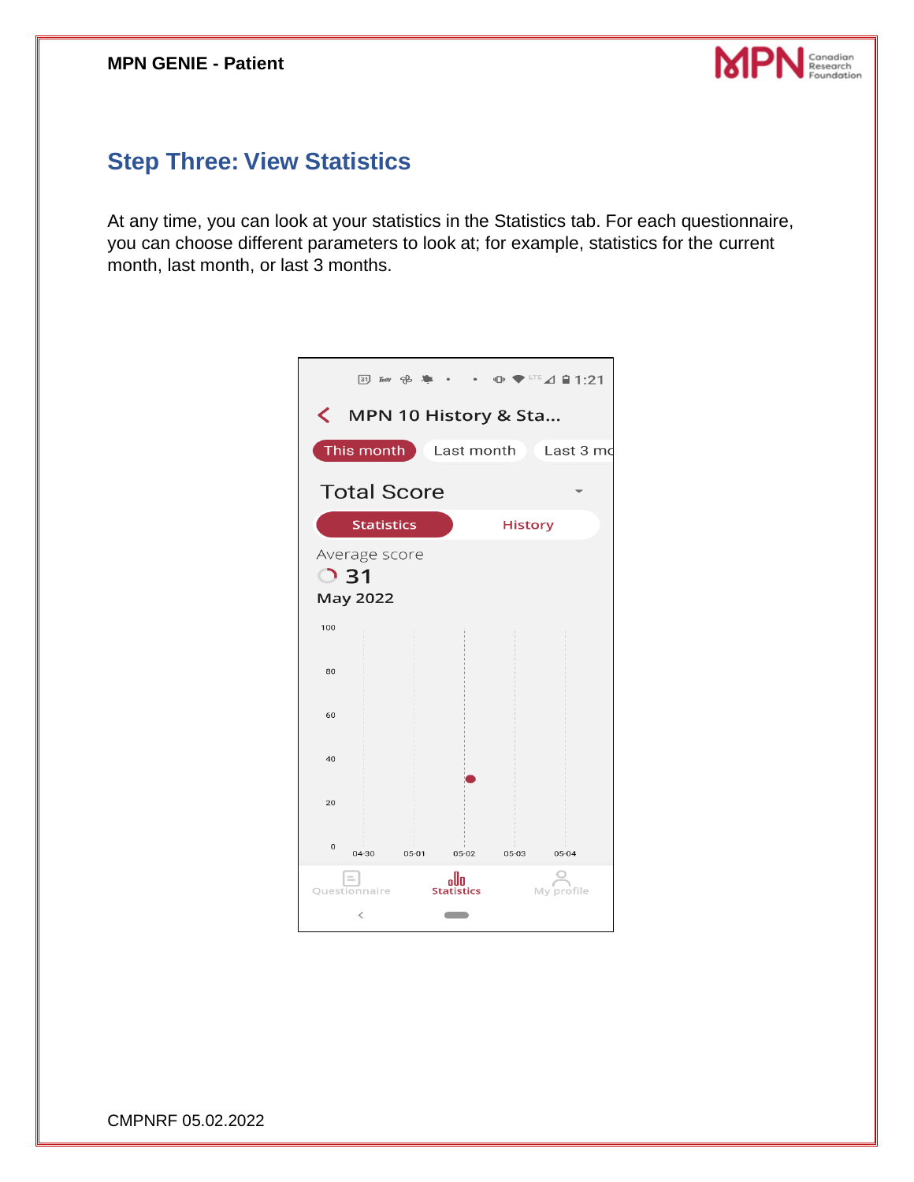## Step Three: View Statistics

At any time, you can look at your statistics in the Statistics tab. For each questionnaire, you can choose different parameters to look at; for example, statistics for the current month, last month, or last 3 months.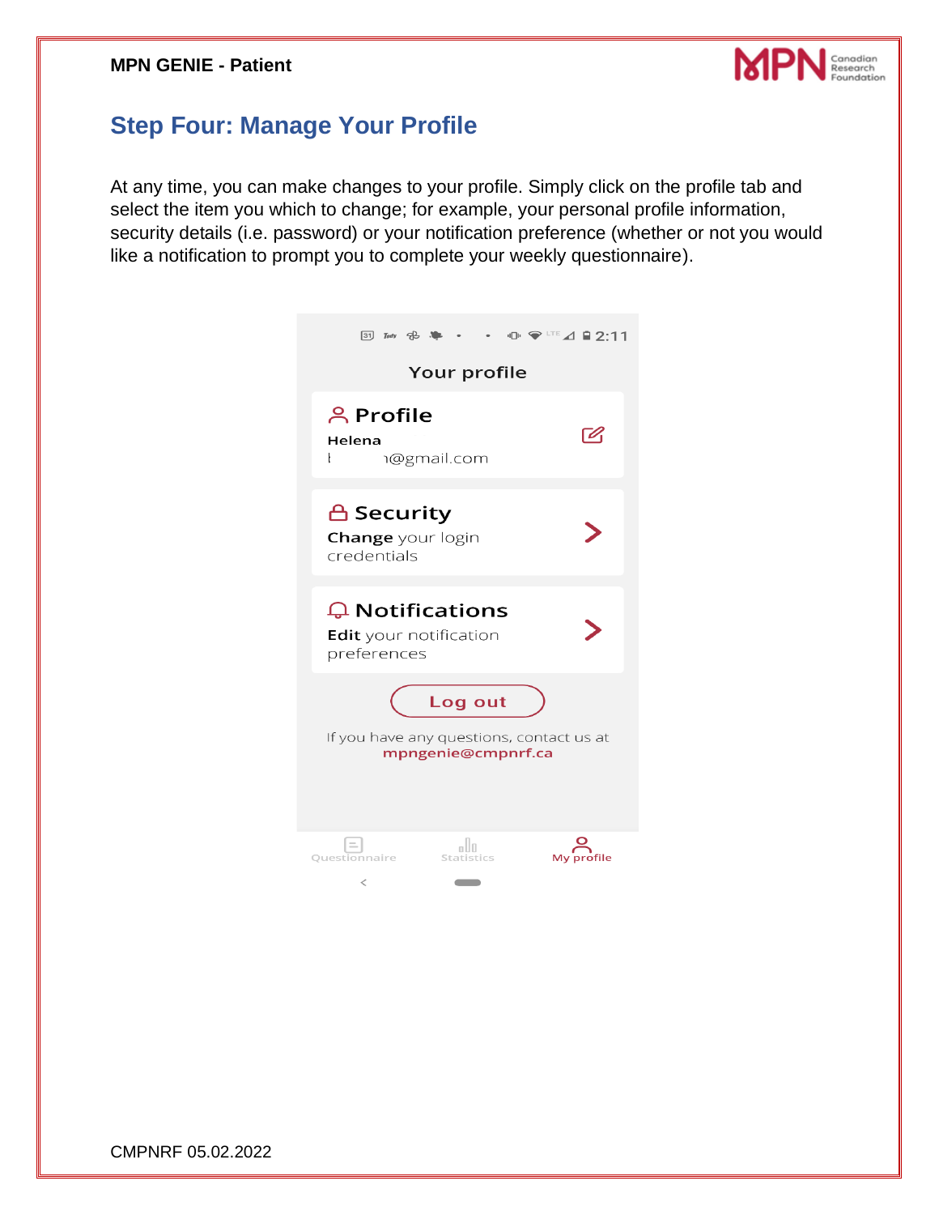## Step Four: Manage Your Profile

At any time, you can make changes to your profile. Simply click on the profile tab and select the item you which to change; for example, your personal profile information, security details (i.e. password) or your notification preference (whether or not you would like a notification to prompt you to complete your weekly questionnaire).

Your profile

**Profile**
Helena
ı@gmail.com

**Security**
Change your login credentials

**Notifications**
Edit your notification preferences

Log out

If you have any questions, contact us at mpngenie@cmpnrf.ca

Questionnaire | Statistics | My profile

CMPNRF 05.02.2022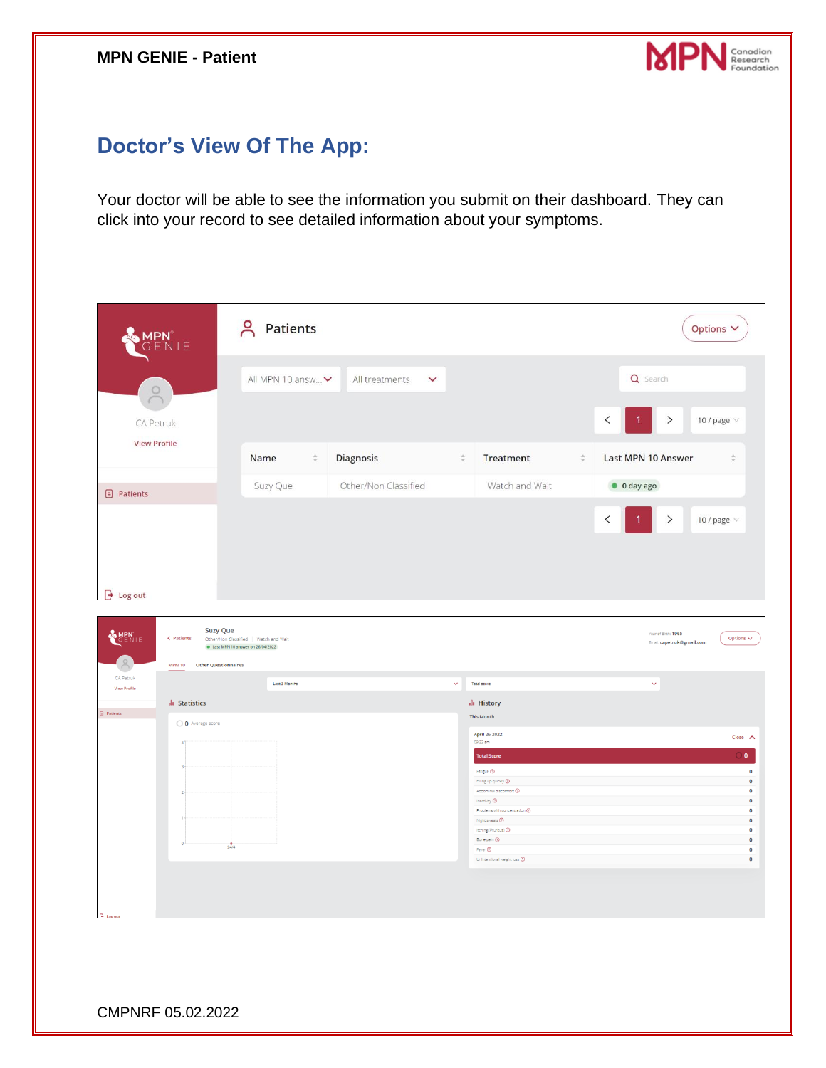## Doctor's View Of The App:

Your doctor will be able to see the information you submit on their dashboard. They can click into your record to see detailed information about your symptoms.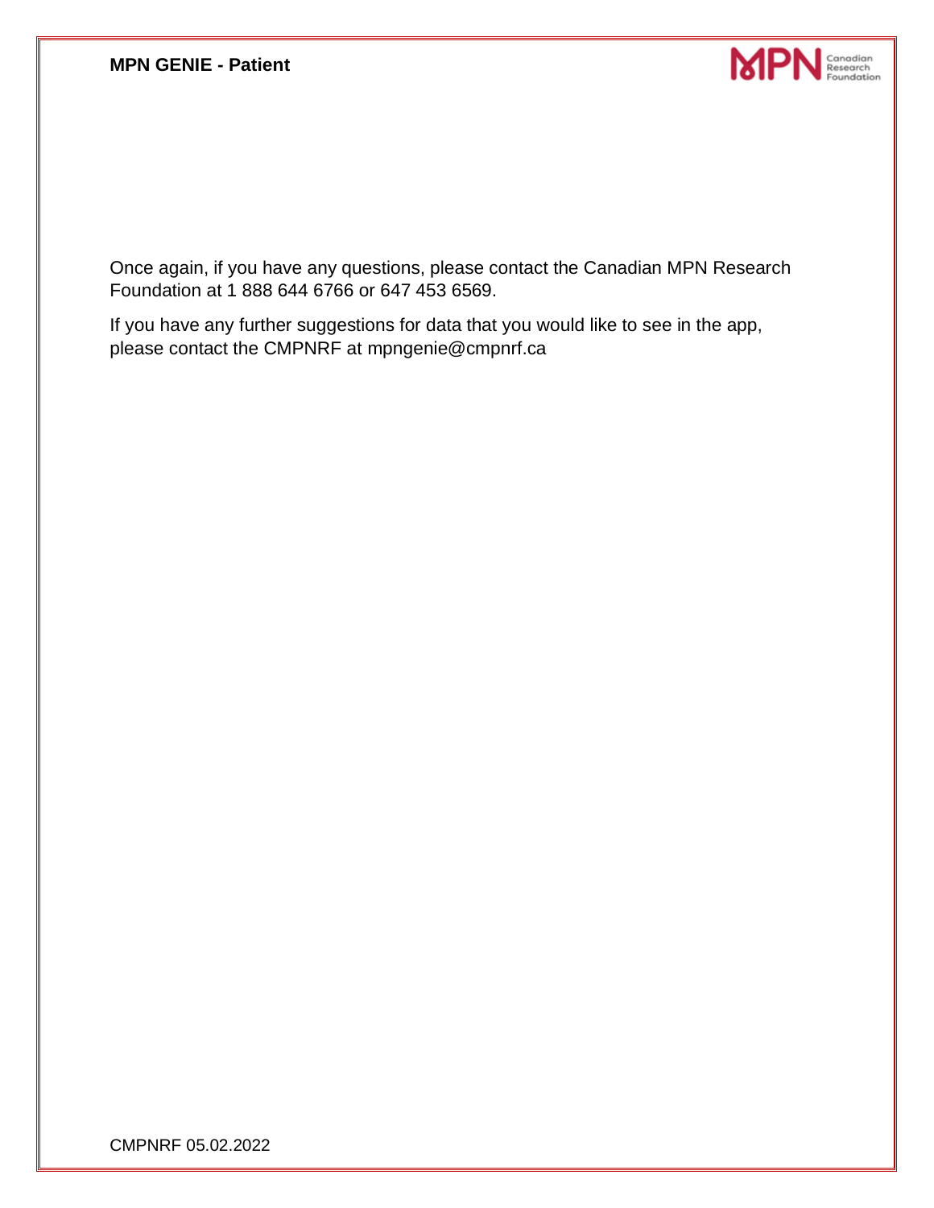Once again, if you have any questions, please contact the Canadian MPN Research Foundation at 1 888 644 6766 or 647 453 6569.

If you have any further suggestions for data that you would like to see in the app, please contact the CMPNRF at mpngenie@cmpnrf.ca